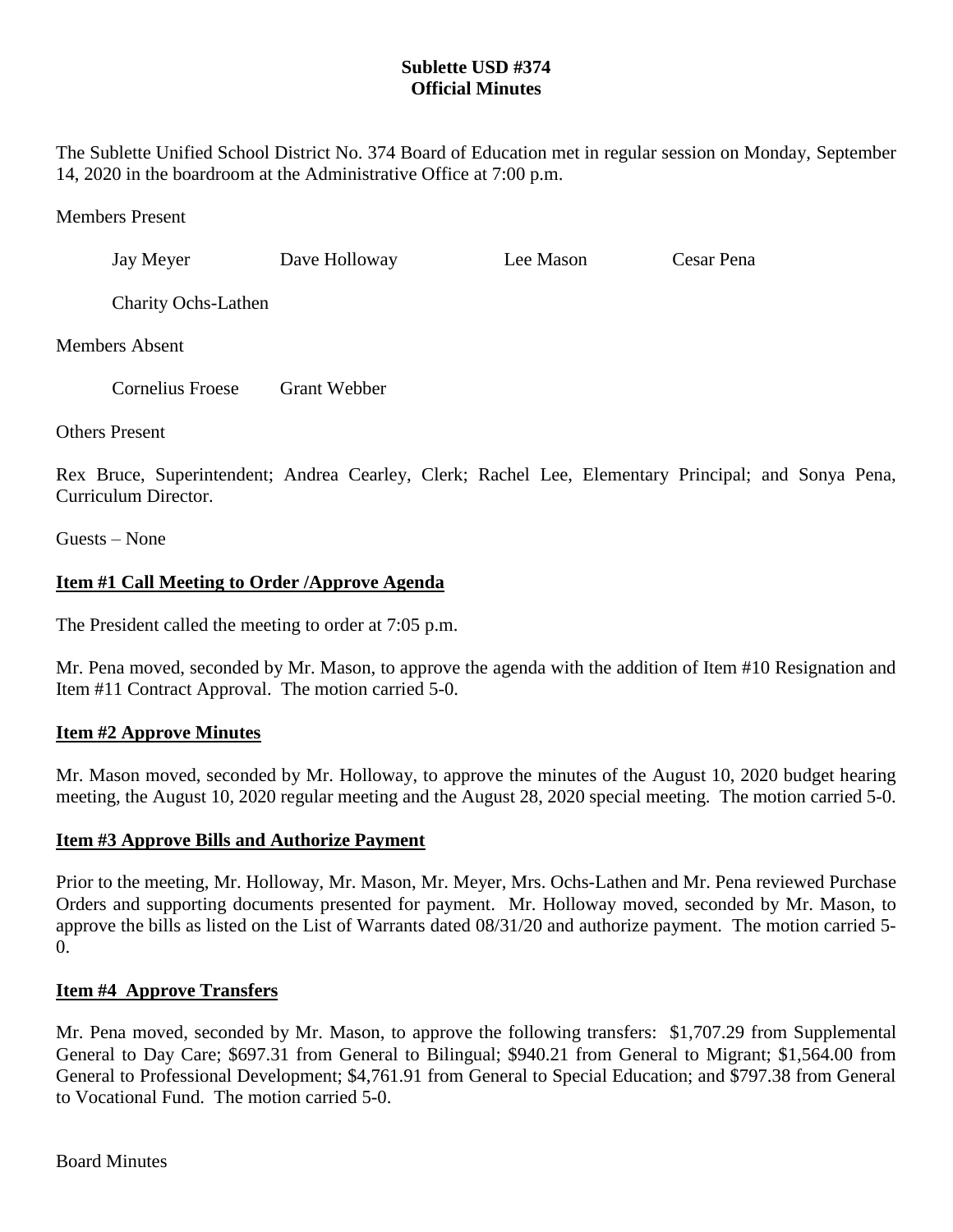**Sublette USD #374**
**Official Minutes**

The Sublette Unified School District No. 374 Board of Education met in regular session on Monday, September 14, 2020 in the boardroom at the Administrative Office at 7:00 p.m.

Members Present

Jay Meyer    Dave Holloway    Lee Mason    Cesar Pena

Charity Ochs-Lathen

Members Absent

Cornelius Froese    Grant Webber

Others Present

Rex Bruce, Superintendent; Andrea Cearley, Clerk; Rachel Lee, Elementary Principal; and Sonya Pena, Curriculum Director.

Guests – None

**Item #1 Call Meeting to Order /Approve Agenda**

The President called the meeting to order at 7:05 p.m.

Mr. Pena moved, seconded by Mr. Mason, to approve the agenda with the addition of Item #10 Resignation and Item #11 Contract Approval. The motion carried 5-0.

**Item #2 Approve Minutes**

Mr. Mason moved, seconded by Mr. Holloway, to approve the minutes of the August 10, 2020 budget hearing meeting, the August 10, 2020 regular meeting and the August 28, 2020 special meeting. The motion carried 5-0.

**Item #3 Approve Bills and Authorize Payment**

Prior to the meeting, Mr. Holloway, Mr. Mason, Mr. Meyer, Mrs. Ochs-Lathen and Mr. Pena reviewed Purchase Orders and supporting documents presented for payment. Mr. Holloway moved, seconded by Mr. Mason, to approve the bills as listed on the List of Warrants dated 08/31/20 and authorize payment. The motion carried 5-0.

**Item #4 Approve Transfers**

Mr. Pena moved, seconded by Mr. Mason, to approve the following transfers: $1,707.29 from Supplemental General to Day Care; $697.31 from General to Bilingual; $940.21 from General to Migrant; $1,564.00 from General to Professional Development; $4,761.91 from General to Special Education; and $797.38 from General to Vocational Fund. The motion carried 5-0.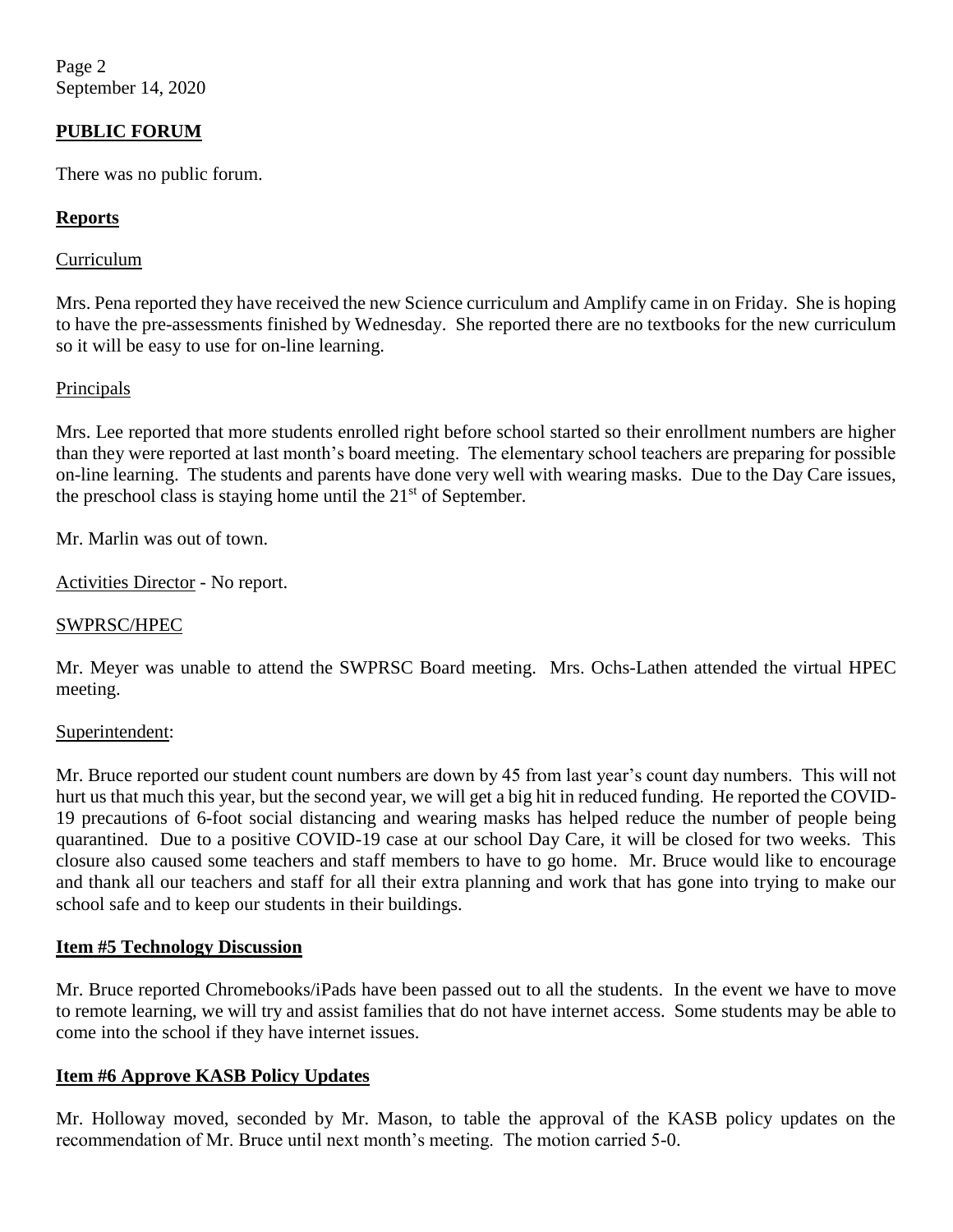## PUBLIC FORUM

There was no public forum.

## Reports

Curriculum

Mrs. Pena reported they have received the new Science curriculum and Amplify came in on Friday. She is hoping to have the pre-assessments finished by Wednesday. She reported there are no textbooks for the new curriculum so it will be easy to use for on-line learning.

Principals

Mrs. Lee reported that more students enrolled right before school started so their enrollment numbers are higher than they were reported at last month's board meeting. The elementary school teachers are preparing for possible on-line learning. The students and parents have done very well with wearing masks. Due to the Day Care issues, the preschool class is staying home until the 21st of September.

Mr. Marlin was out of town.

Activities Director - No report.

SWPRSC/HPEC

Mr. Meyer was unable to attend the SWPRSC Board meeting. Mrs. Ochs-Lathen attended the virtual HPEC meeting.

Superintendent:

Mr. Bruce reported our student count numbers are down by 45 from last year's count day numbers. This will not hurt us that much this year, but the second year, we will get a big hit in reduced funding. He reported the COVID-19 precautions of 6-foot social distancing and wearing masks has helped reduce the number of people being quarantined. Due to a positive COVID-19 case at our school Day Care, it will be closed for two weeks. This closure also caused some teachers and staff members to have to go home. Mr. Bruce would like to encourage and thank all our teachers and staff for all their extra planning and work that has gone into trying to make our school safe and to keep our students in their buildings.

## Item #5 Technology Discussion

Mr. Bruce reported Chromebooks/iPads have been passed out to all the students. In the event we have to move to remote learning, we will try and assist families that do not have internet access. Some students may be able to come into the school if they have internet issues.

## Item #6 Approve KASB Policy Updates

Mr. Holloway moved, seconded by Mr. Mason, to table the approval of the KASB policy updates on the recommendation of Mr. Bruce until next month's meeting. The motion carried 5-0.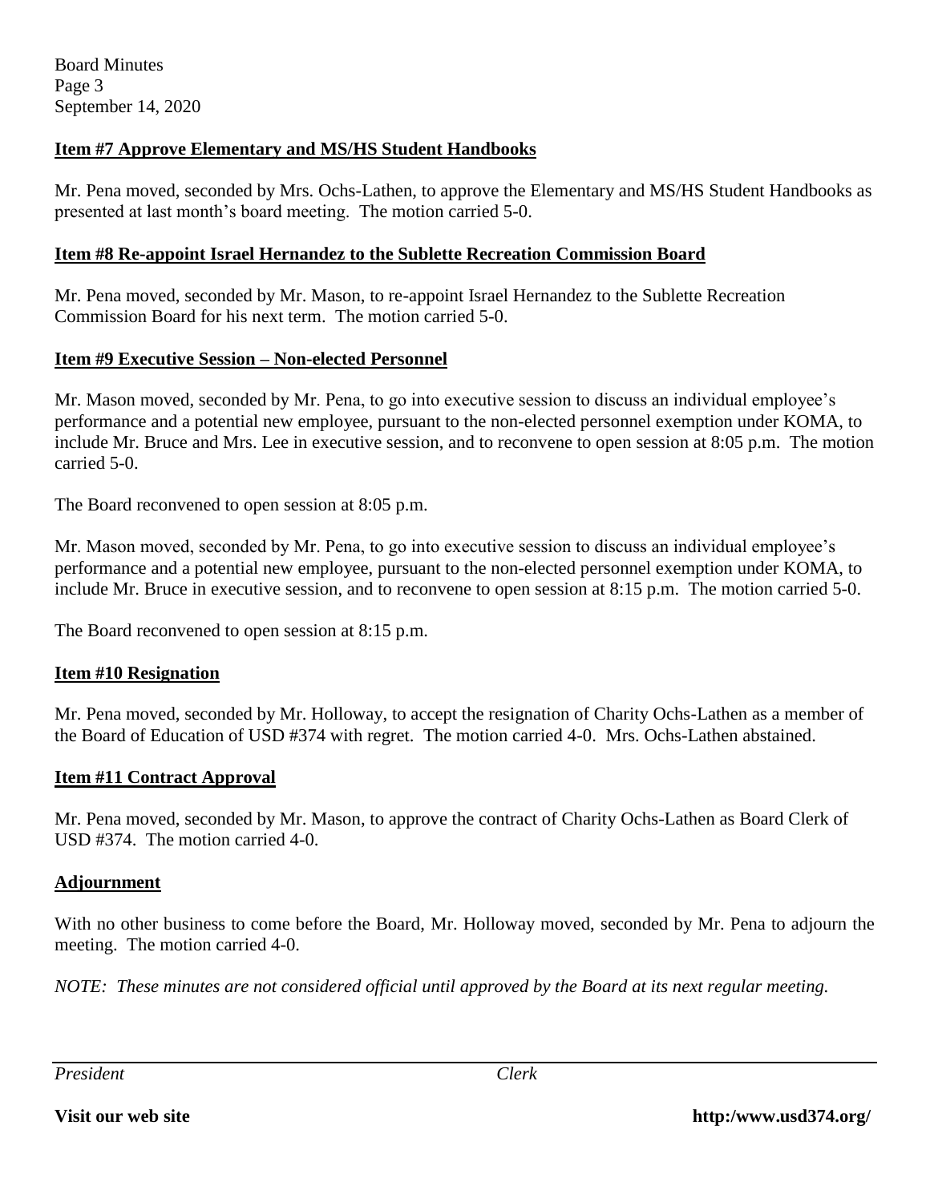### Item #7 Approve Elementary and MS/HS Student Handbooks

Mr. Pena moved, seconded by Mrs. Ochs-Lathen, to approve the Elementary and MS/HS Student Handbooks as presented at last month's board meeting. The motion carried 5-0.

### Item #8 Re-appoint Israel Hernandez to the Sublette Recreation Commission Board

Mr. Pena moved, seconded by Mr. Mason, to re-appoint Israel Hernandez to the Sublette Recreation Commission Board for his next term. The motion carried 5-0.

### Item #9 Executive Session – Non-elected Personnel

Mr. Mason moved, seconded by Mr. Pena, to go into executive session to discuss an individual employee's performance and a potential new employee, pursuant to the non-elected personnel exemption under KOMA, to include Mr. Bruce and Mrs. Lee in executive session, and to reconvene to open session at 8:05 p.m. The motion carried 5-0.

The Board reconvened to open session at 8:05 p.m.

Mr. Mason moved, seconded by Mr. Pena, to go into executive session to discuss an individual employee's performance and a potential new employee, pursuant to the non-elected personnel exemption under KOMA, to include Mr. Bruce in executive session, and to reconvene to open session at 8:15 p.m. The motion carried 5-0.

The Board reconvened to open session at 8:15 p.m.

### Item #10 Resignation

Mr. Pena moved, seconded by Mr. Holloway, to accept the resignation of Charity Ochs-Lathen as a member of the Board of Education of USD #374 with regret. The motion carried 4-0. Mrs. Ochs-Lathen abstained.

### Item #11 Contract Approval

Mr. Pena moved, seconded by Mr. Mason, to approve the contract of Charity Ochs-Lathen as Board Clerk of USD #374. The motion carried 4-0.

### Adjournment

With no other business to come before the Board, Mr. Holloway moved, seconded by Mr. Pena to adjourn the meeting. The motion carried 4-0.

*NOTE: These minutes are not considered official until approved by the Board at its next regular meeting.*

*President* *Clerk*

**Visit our web site** **http:/www.usd374.org/**